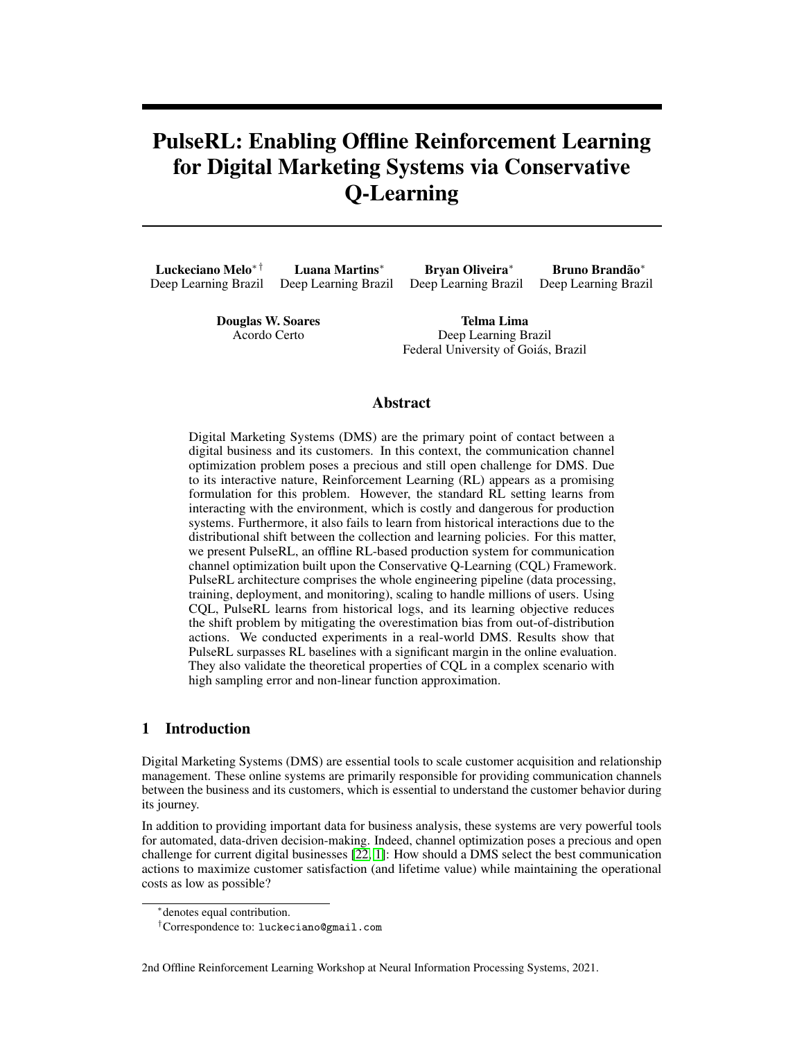# PulseRL: Enabling Offline Reinforcement Learning for Digital Marketing Systems via Conservative Q-Learning

**Luckeciano Melo**[*] [†]
Deep Learning Brazil

**Luana Martins**[*]
Deep Learning Brazil

**Bryan Oliveira**[*]
Deep Learning Brazil

**Bruno Brandão**[*]
Deep Learning Brazil

**Douglas W. Soares**
Acordo Certo

**Telma Lima**
Deep Learning Brazil
Federal University of Goiás, Brazil

## Abstract

Digital Marketing Systems (DMS) are the primary point of contact between a digital business and its customers. In this context, the communication channel optimization problem poses a precious and still open challenge for DMS. Due to its interactive nature, Reinforcement Learning (RL) appears as a promising formulation for this problem. However, the standard RL setting learns from interacting with the environment, which is costly and dangerous for production systems. Furthermore, it also fails to learn from historical interactions due to the distributional shift between the collection and learning policies. For this matter, we present PulseRL, an offline RL-based production system for communication channel optimization built upon the Conservative Q-Learning (CQL) Framework. PulseRL architecture comprises the whole engineering pipeline (data processing, training, deployment, and monitoring), scaling to handle millions of users. Using CQL, PulseRL learns from historical logs, and its learning objective reduces the shift problem by mitigating the overestimation bias from out-of-distribution actions. We conducted experiments in a real-world DMS. Results show that PulseRL surpasses RL baselines with a significant margin in the online evaluation. They also validate the theoretical properties of CQL in a complex scenario with high sampling error and non-linear function approximation.

## 1 Introduction

Digital Marketing Systems (DMS) are essential tools to scale customer acquisition and relationship management. These online systems are primarily responsible for providing communication channels between the business and its customers, which is essential to understand the customer behavior during its journey.

In addition to providing important data for business analysis, these systems are very powerful tools for automated, data-driven decision-making. Indeed, channel optimization poses a precious and open challenge for current digital businesses [22, 1]: How should a DMS select the best communication actions to maximize customer satisfaction (and lifetime value) while maintaining the operational costs as low as possible?

[*] denotes equal contribution.

[†] Correspondence to: luckeciano@gmail.com

2nd Offline Reinforcement Learning Workshop at Neural Information Processing Systems, 2021.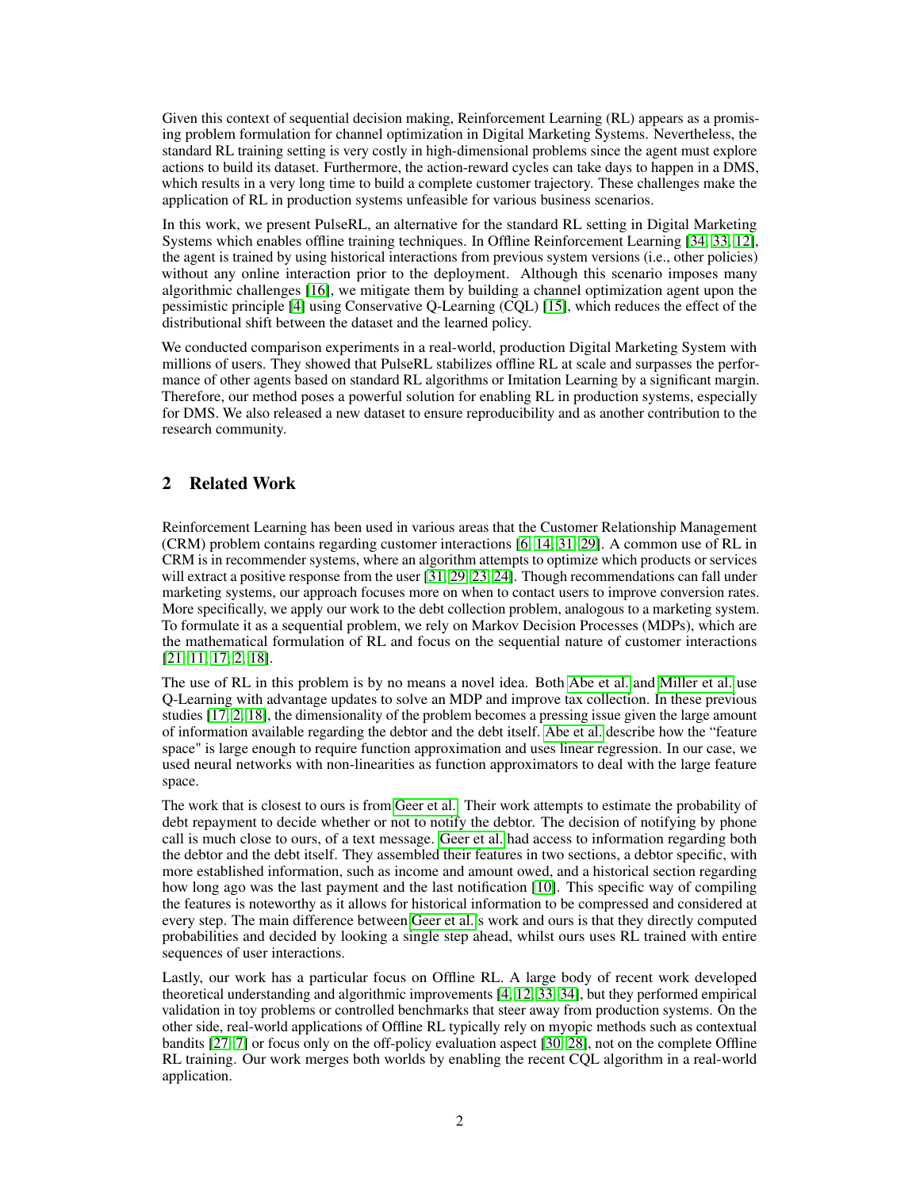Given this context of sequential decision making, Reinforcement Learning (RL) appears as a promising problem formulation for channel optimization in Digital Marketing Systems. Nevertheless, the standard RL training setting is very costly in high-dimensional problems since the agent must explore actions to build its dataset. Furthermore, the action-reward cycles can take days to happen in a DMS, which results in a very long time to build a complete customer trajectory. These challenges make the application of RL in production systems unfeasible for various business scenarios.

In this work, we present PulseRL, an alternative for the standard RL setting in Digital Marketing Systems which enables offline training techniques. In Offline Reinforcement Learning [34, 33, 12], the agent is trained by using historical interactions from previous system versions (i.e., other policies) without any online interaction prior to the deployment. Although this scenario imposes many algorithmic challenges [16], we mitigate them by building a channel optimization agent upon the pessimistic principle [4] using Conservative Q-Learning (CQL) [15], which reduces the effect of the distributional shift between the dataset and the learned policy.

We conducted comparison experiments in a real-world, production Digital Marketing System with millions of users. They showed that PulseRL stabilizes offline RL at scale and surpasses the performance of other agents based on standard RL algorithms or Imitation Learning by a significant margin. Therefore, our method poses a powerful solution for enabling RL in production systems, especially for DMS. We also released a new dataset to ensure reproducibility and as another contribution to the research community.

## 2 Related Work

Reinforcement Learning has been used in various areas that the Customer Relationship Management (CRM) problem contains regarding customer interactions [6, 14, 31, 29]. A common use of RL in CRM is in recommender systems, where an algorithm attempts to optimize which products or services will extract a positive response from the user [31, 29, 23, 24]. Though recommendations can fall under marketing systems, our approach focuses more on when to contact users to improve conversion rates. More specifically, we apply our work to the debt collection problem, analogous to a marketing system. To formulate it as a sequential problem, we rely on Markov Decision Processes (MDPs), which are the mathematical formulation of RL and focus on the sequential nature of customer interactions [21, 11, 17, 2, 18].

The use of RL in this problem is by no means a novel idea. Both Abe et al. and Miller et al. use Q-Learning with advantage updates to solve an MDP and improve tax collection. In these previous studies [17, 2, 18], the dimensionality of the problem becomes a pressing issue given the large amount of information available regarding the debtor and the debt itself. Abe et al. describe how the "feature space" is large enough to require function approximation and uses linear regression. In our case, we used neural networks with non-linearities as function approximators to deal with the large feature space.

The work that is closest to ours is from Geer et al. Their work attempts to estimate the probability of debt repayment to decide whether or not to notify the debtor. The decision of notifying by phone call is much close to ours, of a text message. Geer et al. had access to information regarding both the debtor and the debt itself. They assembled their features in two sections, a debtor specific, with more established information, such as income and amount owed, and a historical section regarding how long ago was the last payment and the last notification [10]. This specific way of compiling the features is noteworthy as it allows for historical information to be compressed and considered at every step. The main difference between Geer et al.'s work and ours is that they directly computed probabilities and decided by looking a single step ahead, whilst ours uses RL trained with entire sequences of user interactions.

Lastly, our work has a particular focus on Offline RL. A large body of recent work developed theoretical understanding and algorithmic improvements [4, 12, 33, 34], but they performed empirical validation in toy problems or controlled benchmarks that steer away from production systems. On the other side, real-world applications of Offline RL typically rely on myopic methods such as contextual bandits [27, 7] or focus only on the off-policy evaluation aspect [30, 28], not on the complete Offline RL training. Our work merges both worlds by enabling the recent CQL algorithm in a real-world application.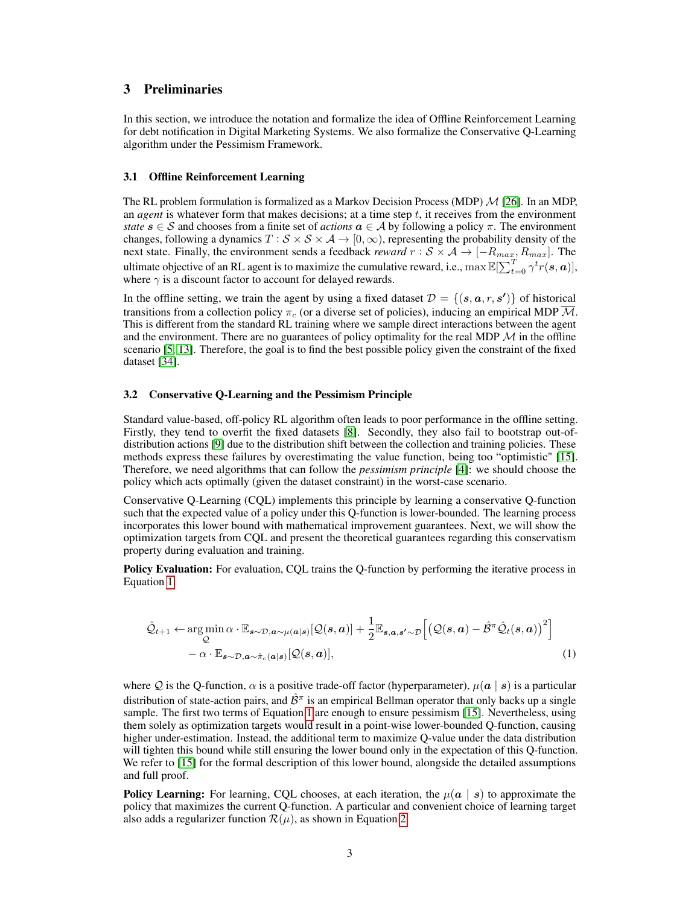## 3 Preliminaries

In this section, we introduce the notation and formalize the idea of Offline Reinforcement Learning for debt notification in Digital Marketing Systems. We also formalize the Conservative Q-Learning algorithm under the Pessimism Framework.

### 3.1 Offline Reinforcement Learning

The RL problem formulation is formalized as a Markov Decision Process (MDP) $\mathcal{M}$ [26]. In an MDP, an *agent* is whatever form that makes decisions; at a time step $t$, it receives from the environment *state* $\boldsymbol{s} \in \mathcal{S}$ and chooses from a finite set of *actions* $\boldsymbol{a} \in \mathcal{A}$ by following a policy $\pi$. The environment changes, following a dynamics $T : \mathcal{S} \times \mathcal{S} \times \mathcal{A} \rightarrow [0, \infty)$, representing the probability density of the next state. Finally, the environment sends a feedback *reward* $r : \mathcal{S} \times \mathcal{A} \rightarrow [-R_{max}, R_{max}]$. The ultimate objective of an RL agent is to maximize the cumulative reward, i.e., $\max \mathbb{E}[\sum_{t=0}^{T} \gamma^t r(\boldsymbol{s}, \boldsymbol{a})]$, where $\gamma$ is a discount factor to account for delayed rewards.

In the offline setting, we train the agent by using a fixed dataset $\mathcal{D} = \{(\boldsymbol{s}, \boldsymbol{a}, r, \boldsymbol{s'})\}$ of historical transitions from a collection policy $\pi_c$ (or a diverse set of policies), inducing an empirical MDP $\overline{\mathcal{M}}$. This is different from the standard RL training where we sample direct interactions between the agent and the environment. There are no guarantees of policy optimality for the real MDP $\mathcal{M}$ in the offline scenario [5, 13]. Therefore, the goal is to find the best possible policy given the constraint of the fixed dataset [34].

### 3.2 Conservative Q-Learning and the Pessimism Principle

Standard value-based, off-policy RL algorithm often leads to poor performance in the offline setting. Firstly, they tend to overfit the fixed datasets [8]. Secondly, they also fail to bootstrap out-of-distribution actions [9] due to the distribution shift between the collection and training policies. These methods express these failures by overestimating the value function, being too "optimistic" [15]. Therefore, we need algorithms that can follow the *pessimism principle* [4]: we should choose the policy which acts optimally (given the dataset constraint) in the worst-case scenario.

Conservative Q-Learning (CQL) implements this principle by learning a conservative Q-function such that the expected value of a policy under this Q-function is lower-bounded. The learning process incorporates this lower bound with mathematical improvement guarantees. Next, we will show the optimization targets from CQL and present the theoretical guarantees regarding this conservatism property during evaluation and training.

**Policy Evaluation:** For evaluation, CQL trains the Q-function by performing the iterative process in Equation 1.

$$
\begin{aligned}
\hat{\mathcal{Q}}_{t+1} \leftarrow \arg\min_{\mathcal{Q}} \alpha \cdot \mathbb{E}_{\boldsymbol{s} \sim \mathcal{D}, \boldsymbol{a} \sim \mu(\boldsymbol{a}|\boldsymbol{s})}[\mathcal{Q}(\boldsymbol{s}, \boldsymbol{a})] + \frac{1}{2} \mathbb{E}_{\boldsymbol{s}, \boldsymbol{a}, \boldsymbol{s'} \sim \mathcal{D}} \Big[ \big( \mathcal{Q}(\boldsymbol{s}, \boldsymbol{a}) - \hat{\mathcal{B}}^{\pi} \hat{\mathcal{Q}}_t(\boldsymbol{s}, \boldsymbol{a}) \big)^2 \Big] \\
- \alpha \cdot \mathbb{E}_{\boldsymbol{s} \sim \mathcal{D}, \boldsymbol{a} \sim \hat{\pi}_c(\boldsymbol{a}|\boldsymbol{s})}[\mathcal{Q}(\boldsymbol{s}, \boldsymbol{a})],
\end{aligned}
\tag{1}
$$

where $\mathcal{Q}$ is the Q-function, $\alpha$ is a positive trade-off factor (hyperparameter), $\mu(\boldsymbol{a} \mid \boldsymbol{s})$ is a particular distribution of state-action pairs, and $\hat{\mathcal{B}}^{\pi}$ is an empirical Bellman operator that only backs up a single sample. The first two terms of Equation 1 are enough to ensure pessimism [15]. Nevertheless, using them solely as optimization targets would result in a point-wise lower-bounded Q-function, causing higher under-estimation. Instead, the additional term to maximize Q-value under the data distribution will tighten this bound while still ensuring the lower bound only in the expectation of this Q-function. We refer to [15] for the formal description of this lower bound, alongside the detailed assumptions and full proof.

**Policy Learning:** For learning, CQL chooses, at each iteration, the $\mu(\boldsymbol{a} \mid \boldsymbol{s})$ to approximate the policy that maximizes the current Q-function. A particular and convenient choice of learning target also adds a regularizer function $\mathcal{R}(\mu)$, as shown in Equation 2.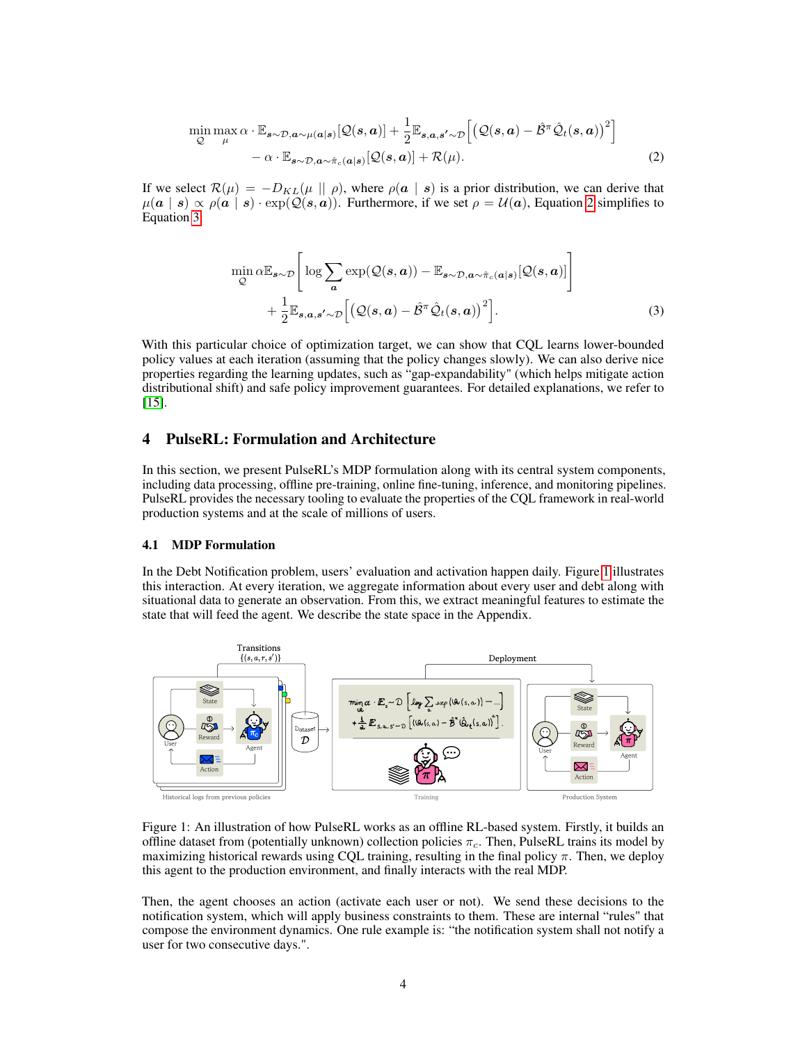$$\min_{\mathcal{Q}} \max_{\mu} \alpha \cdot \mathbb{E}_{\boldsymbol{s}\sim\mathcal{D},\boldsymbol{a}\sim\mu(\boldsymbol{a}|\boldsymbol{s})}[\mathcal{Q}(\boldsymbol{s},\boldsymbol{a})] + \frac{1}{2}\mathbb{E}_{\boldsymbol{s},\boldsymbol{a},\boldsymbol{s}'\sim\mathcal{D}}\Big[\big(\mathcal{Q}(\boldsymbol{s},\boldsymbol{a}) - \hat{\mathcal{B}}^{\pi}\hat{\mathcal{Q}}_t(\boldsymbol{s},\boldsymbol{a})\big)^2\Big]$$
$$- \alpha \cdot \mathbb{E}_{\boldsymbol{s}\sim\mathcal{D},\boldsymbol{a}\sim\hat{\pi}_c(\boldsymbol{a}|\boldsymbol{s})}[\mathcal{Q}(\boldsymbol{s},\boldsymbol{a})] + \mathcal{R}(\mu). \tag{2}$$

If we select $\mathcal{R}(\mu) = -D_{KL}(\mu \mid\mid \rho)$, where $\rho(\boldsymbol{a} \mid \boldsymbol{s})$ is a prior distribution, we can derive that $\mu(\boldsymbol{a} \mid \boldsymbol{s}) \propto \rho(\boldsymbol{a} \mid \boldsymbol{s}) \cdot \exp(\mathcal{Q}(\boldsymbol{s},\boldsymbol{a}))$. Furthermore, if we set $\rho = \mathcal{U}(\boldsymbol{a})$, Equation 2 simplifies to Equation 3.

$$\min_{\mathcal{Q}} \alpha \mathbb{E}_{\boldsymbol{s}\sim\mathcal{D}}\left[\log \sum_{\boldsymbol{a}} \exp(\mathcal{Q}(\boldsymbol{s},\boldsymbol{a})) - \mathbb{E}_{\boldsymbol{s}\sim\mathcal{D},\boldsymbol{a}\sim\hat{\pi}_c(\boldsymbol{a}|\boldsymbol{s})}[\mathcal{Q}(\boldsymbol{s},\boldsymbol{a})]\right]$$
$$+ \frac{1}{2}\mathbb{E}_{\boldsymbol{s},\boldsymbol{a},\boldsymbol{s}'\sim\mathcal{D}}\Big[\big(\mathcal{Q}(\boldsymbol{s},\boldsymbol{a}) - \hat{\mathcal{B}}^{\pi}\hat{\mathcal{Q}}_t(\boldsymbol{s},\boldsymbol{a})\big)^2\Big]. \tag{3}$$

With this particular choice of optimization target, we can show that CQL learns lower-bounded policy values at each iteration (assuming that the policy changes slowly). We can also derive nice properties regarding the learning updates, such as "gap-expandability" (which helps mitigate action distributional shift) and safe policy improvement guarantees. For detailed explanations, we refer to [15].

## 4 PulseRL: Formulation and Architecture

In this section, we present PulseRL's MDP formulation along with its central system components, including data processing, offline pre-training, online fine-tuning, inference, and monitoring pipelines. PulseRL provides the necessary tooling to evaluate the properties of the CQL framework in real-world production systems and at the scale of millions of users.

### 4.1 MDP Formulation

In the Debt Notification problem, users' evaluation and activation happen daily. Figure 1 illustrates this interaction. At every iteration, we aggregate information about every user and debt along with situational data to generate an observation. From this, we extract meaningful features to estimate the state that will feed the agent. We describe the state space in the Appendix.

Figure 1: An illustration of how PulseRL works as an offline RL-based system. Firstly, it builds an offline dataset from (potentially unknown) collection policies $\pi_c$. Then, PulseRL trains its model by maximizing historical rewards using CQL training, resulting in the final policy $\pi$. Then, we deploy this agent to the production environment, and finally interacts with the real MDP.

Then, the agent chooses an action (activate each user or not). We send these decisions to the notification system, which will apply business constraints to them. These are internal "rules" that compose the environment dynamics. One rule example is: "the notification system shall not notify a user for two consecutive days.".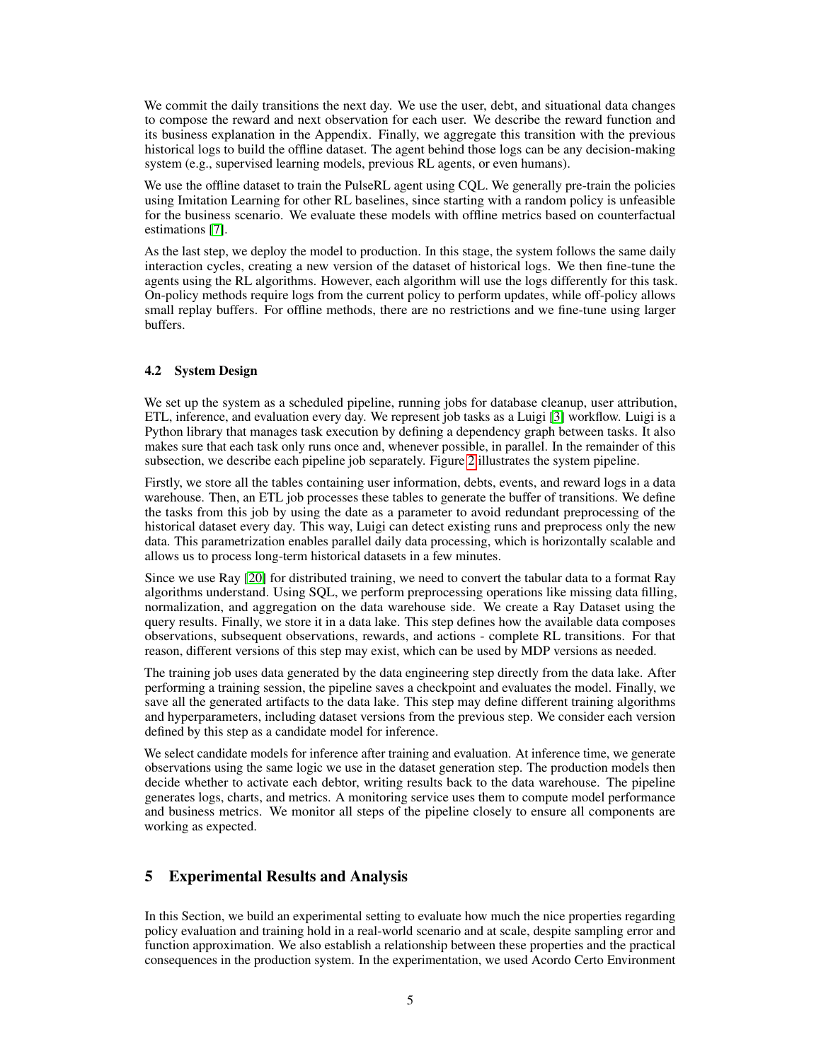We commit the daily transitions the next day. We use the user, debt, and situational data changes to compose the reward and next observation for each user. We describe the reward function and its business explanation in the Appendix. Finally, we aggregate this transition with the previous historical logs to build the offline dataset. The agent behind those logs can be any decision-making system (e.g., supervised learning models, previous RL agents, or even humans).

We use the offline dataset to train the PulseRL agent using CQL. We generally pre-train the policies using Imitation Learning for other RL baselines, since starting with a random policy is unfeasible for the business scenario. We evaluate these models with offline metrics based on counterfactual estimations [7].

As the last step, we deploy the model to production. In this stage, the system follows the same daily interaction cycles, creating a new version of the dataset of historical logs. We then fine-tune the agents using the RL algorithms. However, each algorithm will use the logs differently for this task. On-policy methods require logs from the current policy to perform updates, while off-policy allows small replay buffers. For offline methods, there are no restrictions and we fine-tune using larger buffers.

### 4.2 System Design

We set up the system as a scheduled pipeline, running jobs for database cleanup, user attribution, ETL, inference, and evaluation every day. We represent job tasks as a Luigi [3] workflow. Luigi is a Python library that manages task execution by defining a dependency graph between tasks. It also makes sure that each task only runs once and, whenever possible, in parallel. In the remainder of this subsection, we describe each pipeline job separately. Figure 2 illustrates the system pipeline.

Firstly, we store all the tables containing user information, debts, events, and reward logs in a data warehouse. Then, an ETL job processes these tables to generate the buffer of transitions. We define the tasks from this job by using the date as a parameter to avoid redundant preprocessing of the historical dataset every day. This way, Luigi can detect existing runs and preprocess only the new data. This parametrization enables parallel daily data processing, which is horizontally scalable and allows us to process long-term historical datasets in a few minutes.

Since we use Ray [20] for distributed training, we need to convert the tabular data to a format Ray algorithms understand. Using SQL, we perform preprocessing operations like missing data filling, normalization, and aggregation on the data warehouse side. We create a Ray Dataset using the query results. Finally, we store it in a data lake. This step defines how the available data composes observations, subsequent observations, rewards, and actions - complete RL transitions. For that reason, different versions of this step may exist, which can be used by MDP versions as needed.

The training job uses data generated by the data engineering step directly from the data lake. After performing a training session, the pipeline saves a checkpoint and evaluates the model. Finally, we save all the generated artifacts to the data lake. This step may define different training algorithms and hyperparameters, including dataset versions from the previous step. We consider each version defined by this step as a candidate model for inference.

We select candidate models for inference after training and evaluation. At inference time, we generate observations using the same logic we use in the dataset generation step. The production models then decide whether to activate each debtor, writing results back to the data warehouse. The pipeline generates logs, charts, and metrics. A monitoring service uses them to compute model performance and business metrics. We monitor all steps of the pipeline closely to ensure all components are working as expected.

## 5 Experimental Results and Analysis

In this Section, we build an experimental setting to evaluate how much the nice properties regarding policy evaluation and training hold in a real-world scenario and at scale, despite sampling error and function approximation. We also establish a relationship between these properties and the practical consequences in the production system. In the experimentation, we used Acordo Certo Environment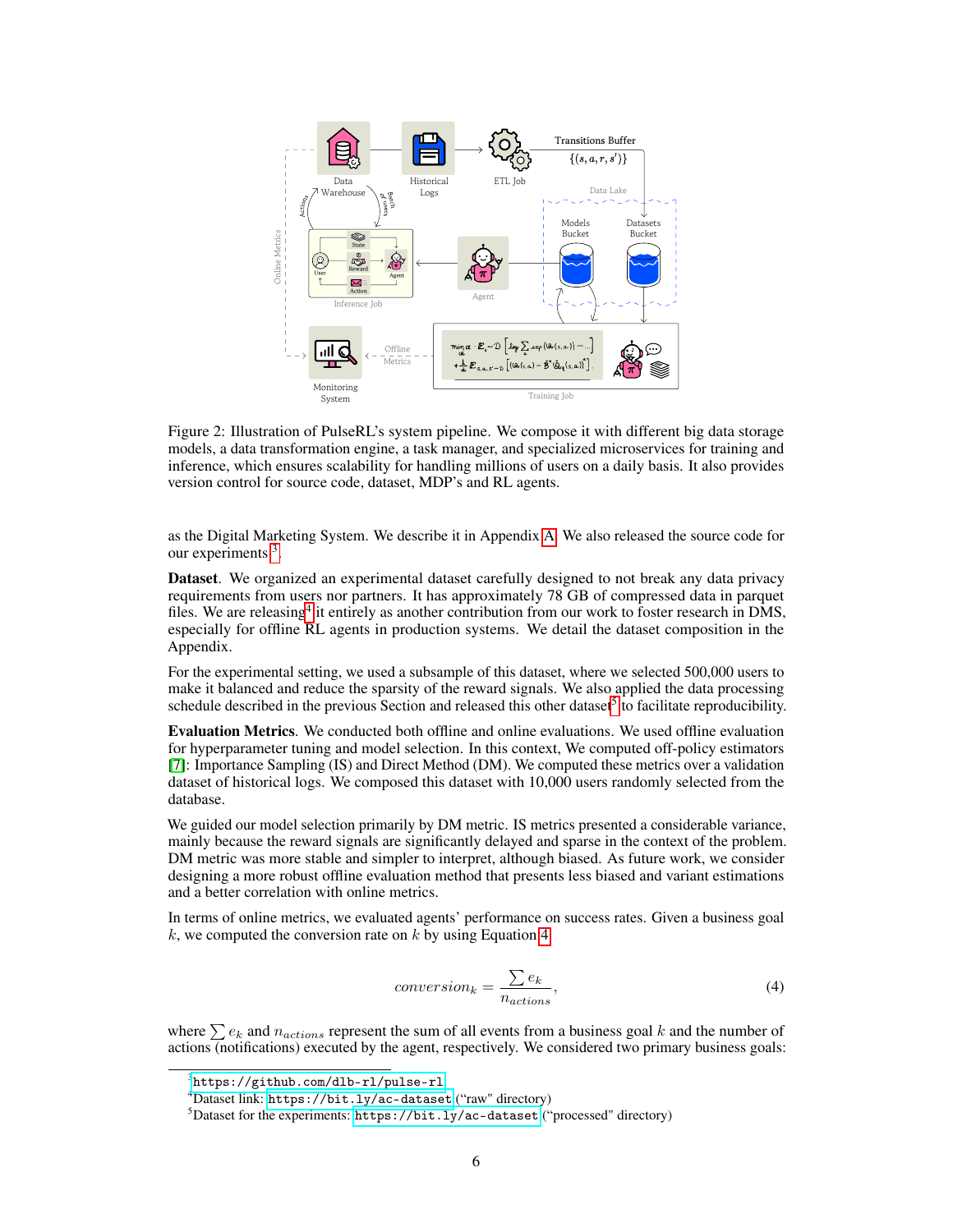Figure 2: Illustration of PulseRL's system pipeline. We compose it with different big data storage models, a data transformation engine, a task manager, and specialized microservices for training and inference, which ensures scalability for handling millions of users on a daily basis. It also provides version control for source code, dataset, MDP's and RL agents.

as the Digital Marketing System. We describe it in Appendix A. We also released the source code for our experiments[3].

**Dataset**. We organized an experimental dataset carefully designed to not break any data privacy requirements from users nor partners. It has approximately 78 GB of compressed data in parquet files. We are releasing[4] it entirely as another contribution from our work to foster research in DMS, especially for offline RL agents in production systems. We detail the dataset composition in the Appendix.

For the experimental setting, we used a subsample of this dataset, where we selected 500,000 users to make it balanced and reduce the sparsity of the reward signals. We also applied the data processing schedule described in the previous Section and released this other dataset[5] to facilitate reproducibility.

**Evaluation Metrics**. We conducted both offline and online evaluations. We used offline evaluation for hyperparameter tuning and model selection. In this context, We computed off-policy estimators [7]: Importance Sampling (IS) and Direct Method (DM). We computed these metrics over a validation dataset of historical logs. We composed this dataset with 10,000 users randomly selected from the database.

We guided our model selection primarily by DM metric. IS metrics presented a considerable variance, mainly because the reward signals are significantly delayed and sparse in the context of the problem. DM metric was more stable and simpler to interpret, although biased. As future work, we consider designing a more robust offline evaluation method that presents less biased and variant estimations and a better correlation with online metrics.

In terms of online metrics, we evaluated agents' performance on success rates. Given a business goal $k$, we computed the conversion rate on $k$ by using Equation 4

$$conversion_k = \frac{\sum e_k}{n_{actions}}, \tag{4}$$

where $\sum e_k$ and $n_{actions}$ represent the sum of all events from a business goal $k$ and the number of actions (notifications) executed by the agent, respectively. We considered two primary business goals:

---

[3] https://github.com/dlb-rl/pulse-rl

[4] Dataset link: https://bit.ly/ac-dataset ("raw" directory)

[5] Dataset for the experiments: https://bit.ly/ac-dataset ("processed" directory)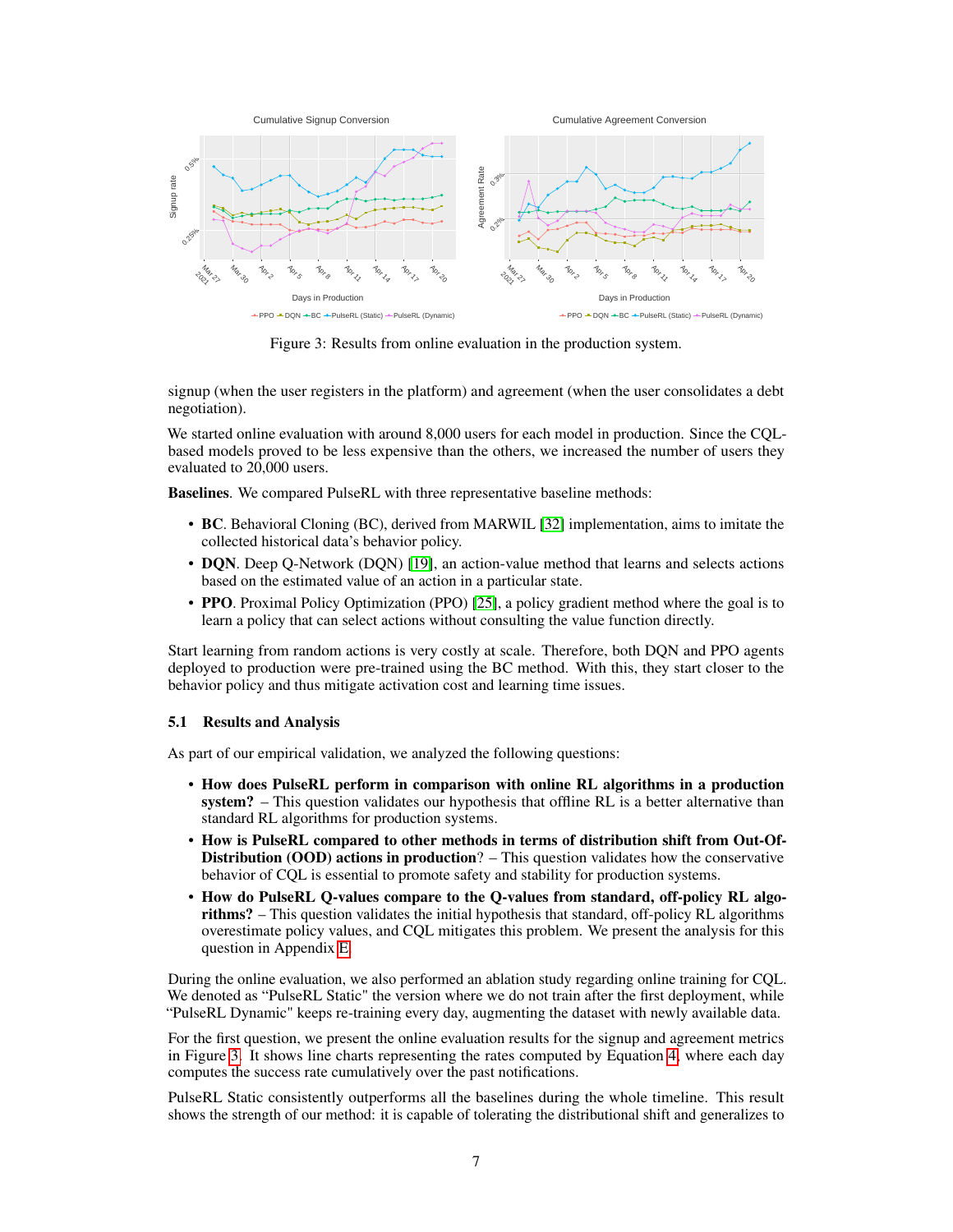Figure 3: Results from online evaluation in the production system.

signup (when the user registers in the platform) and agreement (when the user consolidates a debt negotiation).

We started online evaluation with around 8,000 users for each model in production. Since the CQL-based models proved to be less expensive than the others, we increased the number of users they evaluated to 20,000 users.

**Baselines**. We compared PulseRL with three representative baseline methods:

- **BC**. Behavioral Cloning (BC), derived from MARWIL [32] implementation, aims to imitate the collected historical data's behavior policy.
- **DQN**. Deep Q-Network (DQN) [19], an action-value method that learns and selects actions based on the estimated value of an action in a particular state.
- **PPO**. Proximal Policy Optimization (PPO) [25], a policy gradient method where the goal is to learn a policy that can select actions without consulting the value function directly.

Start learning from random actions is very costly at scale. Therefore, both DQN and PPO agents deployed to production were pre-trained using the BC method. With this, they start closer to the behavior policy and thus mitigate activation cost and learning time issues.

### 5.1 Results and Analysis

As part of our empirical validation, we analyzed the following questions:

- **How does PulseRL perform in comparison with online RL algorithms in a production system?** – This question validates our hypothesis that offline RL is a better alternative than standard RL algorithms for production systems.
- **How is PulseRL compared to other methods in terms of distribution shift from Out-Of-Distribution (OOD) actions in production**? – This question validates how the conservative behavior of CQL is essential to promote safety and stability for production systems.
- **How do PulseRL Q-values compare to the Q-values from standard, off-policy RL algorithms?** – This question validates the initial hypothesis that standard, off-policy RL algorithms overestimate policy values, and CQL mitigates this problem. We present the analysis for this question in Appendix E.

During the online evaluation, we also performed an ablation study regarding online training for CQL. We denoted as "PulseRL Static" the version where we do not train after the first deployment, while "PulseRL Dynamic" keeps re-training every day, augmenting the dataset with newly available data.

For the first question, we present the online evaluation results for the signup and agreement metrics in Figure 3. It shows line charts representing the rates computed by Equation 4, where each day computes the success rate cumulatively over the past notifications.

PulseRL Static consistently outperforms all the baselines during the whole timeline. This result shows the strength of our method: it is capable of tolerating the distributional shift and generalizes to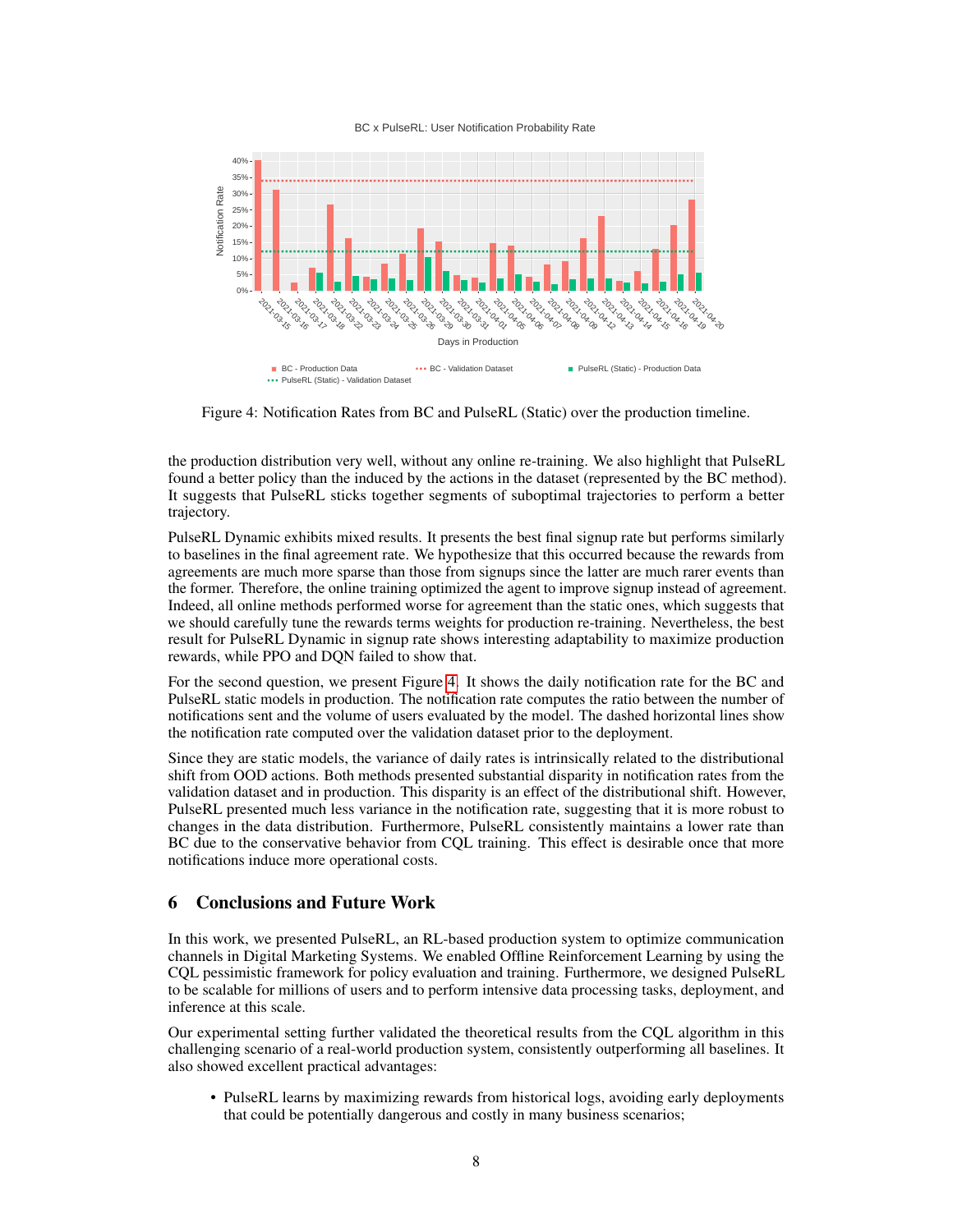Figure 4: Notification Rates from BC and PulseRL (Static) over the production timeline.

the production distribution very well, without any online re-training. We also highlight that PulseRL found a better policy than the induced by the actions in the dataset (represented by the BC method). It suggests that PulseRL sticks together segments of suboptimal trajectories to perform a better trajectory.

PulseRL Dynamic exhibits mixed results. It presents the best final signup rate but performs similarly to baselines in the final agreement rate. We hypothesize that this occurred because the rewards from agreements are much more sparse than those from signups since the latter are much rarer events than the former. Therefore, the online training optimized the agent to improve signup instead of agreement. Indeed, all online methods performed worse for agreement than the static ones, which suggests that we should carefully tune the rewards terms weights for production re-training. Nevertheless, the best result for PulseRL Dynamic in signup rate shows interesting adaptability to maximize production rewards, while PPO and DQN failed to show that.

For the second question, we present Figure 4. It shows the daily notification rate for the BC and PulseRL static models in production. The notification rate computes the ratio between the number of notifications sent and the volume of users evaluated by the model. The dashed horizontal lines show the notification rate computed over the validation dataset prior to the deployment.

Since they are static models, the variance of daily rates is intrinsically related to the distributional shift from OOD actions. Both methods presented substantial disparity in notification rates from the validation dataset and in production. This disparity is an effect of the distributional shift. However, PulseRL presented much less variance in the notification rate, suggesting that it is more robust to changes in the data distribution. Furthermore, PulseRL consistently maintains a lower rate than BC due to the conservative behavior from CQL training. This effect is desirable once that more notifications induce more operational costs.

## 6 Conclusions and Future Work

In this work, we presented PulseRL, an RL-based production system to optimize communication channels in Digital Marketing Systems. We enabled Offline Reinforcement Learning by using the CQL pessimistic framework for policy evaluation and training. Furthermore, we designed PulseRL to be scalable for millions of users and to perform intensive data processing tasks, deployment, and inference at this scale.

Our experimental setting further validated the theoretical results from the CQL algorithm in this challenging scenario of a real-world production system, consistently outperforming all baselines. It also showed excellent practical advantages:

- PulseRL learns by maximizing rewards from historical logs, avoiding early deployments that could be potentially dangerous and costly in many business scenarios;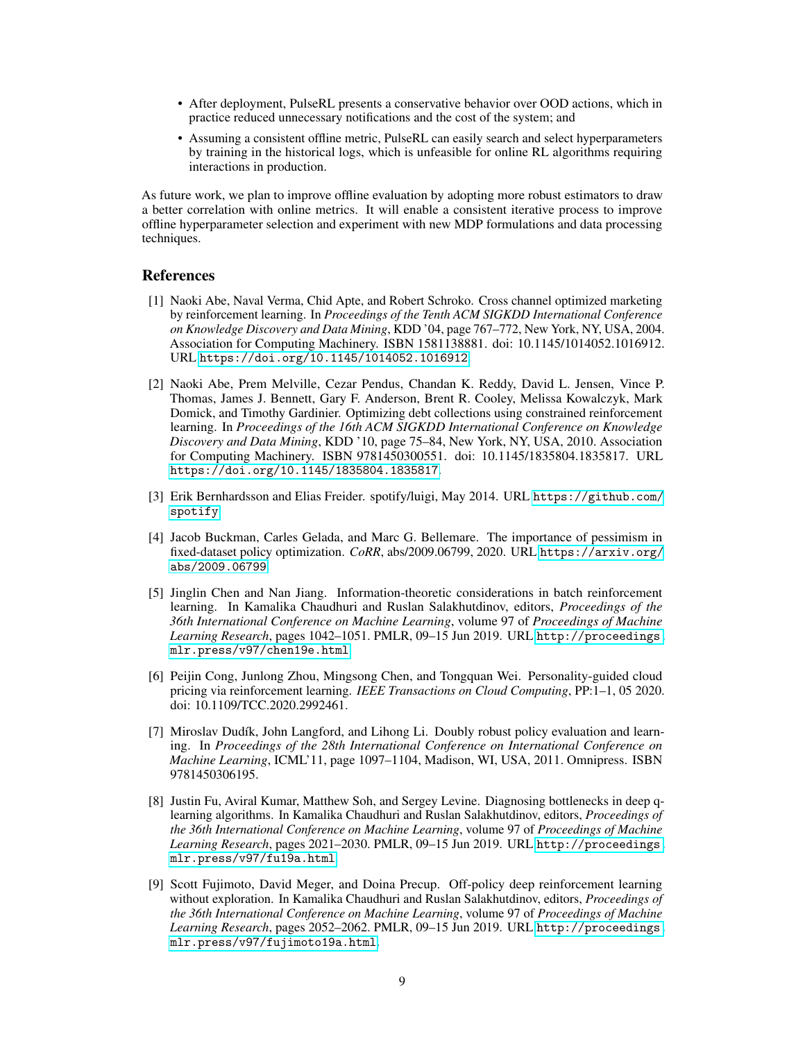- After deployment, PulseRL presents a conservative behavior over OOD actions, which in practice reduced unnecessary notifications and the cost of the system; and
- Assuming a consistent offline metric, PulseRL can easily search and select hyperparameters by training in the historical logs, which is unfeasible for online RL algorithms requiring interactions in production.

As future work, we plan to improve offline evaluation by adopting more robust estimators to draw a better correlation with online metrics. It will enable a consistent iterative process to improve offline hyperparameter selection and experiment with new MDP formulations and data processing techniques.

## References

[1] Naoki Abe, Naval Verma, Chid Apte, and Robert Schroko. Cross channel optimized marketing by reinforcement learning. In *Proceedings of the Tenth ACM SIGKDD International Conference on Knowledge Discovery and Data Mining*, KDD '04, page 767–772, New York, NY, USA, 2004. Association for Computing Machinery. ISBN 1581138881. doi: 10.1145/1014052.1016912. URL https://doi.org/10.1145/1014052.1016912.

[2] Naoki Abe, Prem Melville, Cezar Pendus, Chandan K. Reddy, David L. Jensen, Vince P. Thomas, James J. Bennett, Gary F. Anderson, Brent R. Cooley, Melissa Kowalczyk, Mark Domick, and Timothy Gardinier. Optimizing debt collections using constrained reinforcement learning. In *Proceedings of the 16th ACM SIGKDD International Conference on Knowledge Discovery and Data Mining*, KDD '10, page 75–84, New York, NY, USA, 2010. Association for Computing Machinery. ISBN 9781450300551. doi: 10.1145/1835804.1835817. URL https://doi.org/10.1145/1835804.1835817.

[3] Erik Bernhardsson and Elias Freider. spotify/luigi, May 2014. URL https://github.com/spotify.

[4] Jacob Buckman, Carles Gelada, and Marc G. Bellemare. The importance of pessimism in fixed-dataset policy optimization. *CoRR*, abs/2009.06799, 2020. URL https://arxiv.org/abs/2009.06799.

[5] Jinglin Chen and Nan Jiang. Information-theoretic considerations in batch reinforcement learning. In Kamalika Chaudhuri and Ruslan Salakhutdinov, editors, *Proceedings of the 36th International Conference on Machine Learning*, volume 97 of *Proceedings of Machine Learning Research*, pages 1042–1051. PMLR, 09–15 Jun 2019. URL http://proceedings.mlr.press/v97/chen19e.html.

[6] Peijin Cong, Junlong Zhou, Mingsong Chen, and Tongquan Wei. Personality-guided cloud pricing via reinforcement learning. *IEEE Transactions on Cloud Computing*, PP:1–1, 05 2020. doi: 10.1109/TCC.2020.2992461.

[7] Miroslav Dudík, John Langford, and Lihong Li. Doubly robust policy evaluation and learning. In *Proceedings of the 28th International Conference on International Conference on Machine Learning*, ICML'11, page 1097–1104, Madison, WI, USA, 2011. Omnipress. ISBN 9781450306195.

[8] Justin Fu, Aviral Kumar, Matthew Soh, and Sergey Levine. Diagnosing bottlenecks in deep q-learning algorithms. In Kamalika Chaudhuri and Ruslan Salakhutdinov, editors, *Proceedings of the 36th International Conference on Machine Learning*, volume 97 of *Proceedings of Machine Learning Research*, pages 2021–2030. PMLR, 09–15 Jun 2019. URL http://proceedings.mlr.press/v97/fu19a.html.

[9] Scott Fujimoto, David Meger, and Doina Precup. Off-policy deep reinforcement learning without exploration. In Kamalika Chaudhuri and Ruslan Salakhutdinov, editors, *Proceedings of the 36th International Conference on Machine Learning*, volume 97 of *Proceedings of Machine Learning Research*, pages 2052–2062. PMLR, 09–15 Jun 2019. URL http://proceedings.mlr.press/v97/fujimoto19a.html.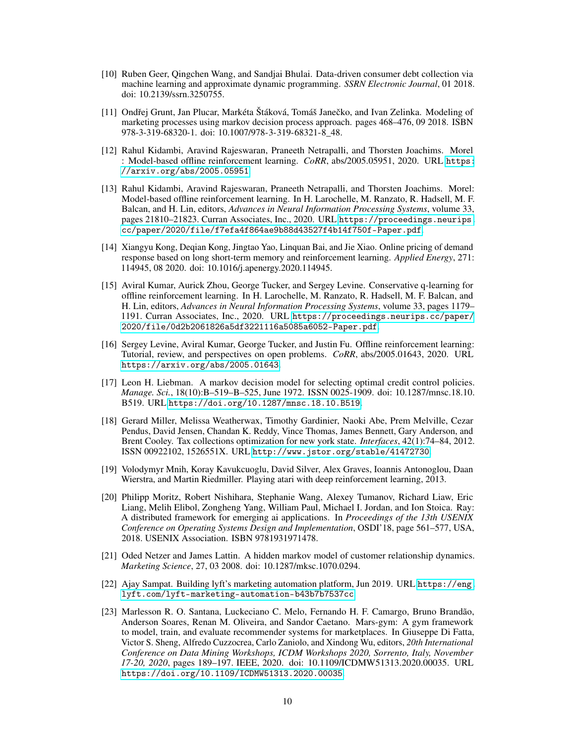[10] Ruben Geer, Qingchen Wang, and Sandjai Bhulai. Data-driven consumer debt collection via machine learning and approximate dynamic programming. *SSRN Electronic Journal*, 01 2018. doi: 10.2139/ssrn.3250755.

[11] Ondřej Grunt, Jan Plucar, Markéta Štáková, Tomáš Janečko, and Ivan Zelinka. Modeling of marketing processes using markov decision process approach. pages 468–476, 09 2018. ISBN 978-3-319-68320-1. doi: 10.1007/978-3-319-68321-8_48.

[12] Rahul Kidambi, Aravind Rajeswaran, Praneeth Netrapalli, and Thorsten Joachims. Morel : Model-based offline reinforcement learning. *CoRR*, abs/2005.05951, 2020. URL https://arxiv.org/abs/2005.05951.

[13] Rahul Kidambi, Aravind Rajeswaran, Praneeth Netrapalli, and Thorsten Joachims. Morel: Model-based offline reinforcement learning. In H. Larochelle, M. Ranzato, R. Hadsell, M. F. Balcan, and H. Lin, editors, *Advances in Neural Information Processing Systems*, volume 33, pages 21810–21823. Curran Associates, Inc., 2020. URL https://proceedings.neurips.cc/paper/2020/file/f7efa4f864ae9b88d43527f4b14f750f-Paper.pdf.

[14] Xiangyu Kong, Deqian Kong, Jingtao Yao, Linquan Bai, and Jie Xiao. Online pricing of demand response based on long short-term memory and reinforcement learning. *Applied Energy*, 271: 114945, 08 2020. doi: 10.1016/j.apenergy.2020.114945.

[15] Aviral Kumar, Aurick Zhou, George Tucker, and Sergey Levine. Conservative q-learning for offline reinforcement learning. In H. Larochelle, M. Ranzato, R. Hadsell, M. F. Balcan, and H. Lin, editors, *Advances in Neural Information Processing Systems*, volume 33, pages 1179–1191. Curran Associates, Inc., 2020. URL https://proceedings.neurips.cc/paper/2020/file/0d2b2061826a5df3221116a5085a6052-Paper.pdf.

[16] Sergey Levine, Aviral Kumar, George Tucker, and Justin Fu. Offline reinforcement learning: Tutorial, review, and perspectives on open problems. *CoRR*, abs/2005.01643, 2020. URL https://arxiv.org/abs/2005.01643.

[17] Leon H. Liebman. A markov decision model for selecting optimal credit control policies. *Manage. Sci.*, 18(10):B–519–B–525, June 1972. ISSN 0025-1909. doi: 10.1287/mnsc.18.10.B519. URL https://doi.org/10.1287/mnsc.18.10.B519.

[18] Gerard Miller, Melissa Weatherwax, Timothy Gardinier, Naoki Abe, Prem Melville, Cezar Pendus, David Jensen, Chandan K. Reddy, Vince Thomas, James Bennett, Gary Anderson, and Brent Cooley. Tax collections optimization for new york state. *Interfaces*, 42(1):74–84, 2012. ISSN 00922102, 1526551X. URL http://www.jstor.org/stable/41472730.

[19] Volodymyr Mnih, Koray Kavukcuoglu, David Silver, Alex Graves, Ioannis Antonoglou, Daan Wierstra, and Martin Riedmiller. Playing atari with deep reinforcement learning, 2013.

[20] Philipp Moritz, Robert Nishihara, Stephanie Wang, Alexey Tumanov, Richard Liaw, Eric Liang, Melih Elibol, Zongheng Yang, William Paul, Michael I. Jordan, and Ion Stoica. Ray: A distributed framework for emerging ai applications. In *Proceedings of the 13th USENIX Conference on Operating Systems Design and Implementation*, OSDI'18, page 561–577, USA, 2018. USENIX Association. ISBN 9781931971478.

[21] Oded Netzer and James Lattin. A hidden markov model of customer relationship dynamics. *Marketing Science*, 27, 03 2008. doi: 10.1287/mksc.1070.0294.

[22] Ajay Sampat. Building lyft's marketing automation platform, Jun 2019. URL https://eng.lyft.com/lyft-marketing-automation-b43b7b7537cc.

[23] Marlesson R. O. Santana, Luckeciano C. Melo, Fernando H. F. Camargo, Bruno Brandão, Anderson Soares, Renan M. Oliveira, and Sandor Caetano. Mars-gym: A gym framework to model, train, and evaluate recommender systems for marketplaces. In Giuseppe Di Fatta, Victor S. Sheng, Alfredo Cuzzocrea, Carlo Zaniolo, and Xindong Wu, editors, *20th International Conference on Data Mining Workshops, ICDM Workshops 2020, Sorrento, Italy, November 17-20, 2020*, pages 189–197. IEEE, 2020. doi: 10.1109/ICDMW51313.2020.00035. URL https://doi.org/10.1109/ICDMW51313.2020.00035.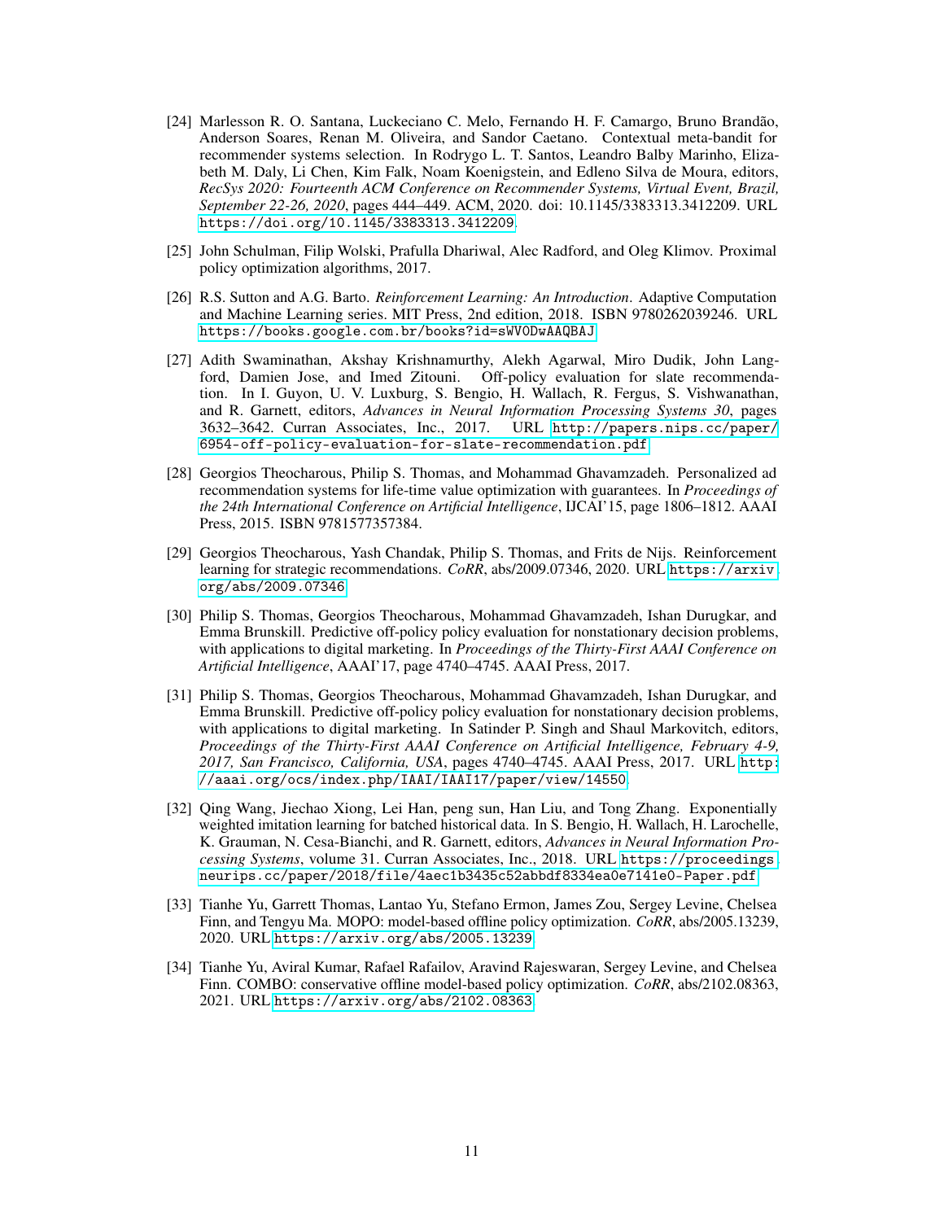[24] Marlesson R. O. Santana, Luckeciano C. Melo, Fernando H. F. Camargo, Bruno Brandão, Anderson Soares, Renan M. Oliveira, and Sandor Caetano. Contextual meta-bandit for recommender systems selection. In Rodrygo L. T. Santos, Leandro Balby Marinho, Elizabeth M. Daly, Li Chen, Kim Falk, Noam Koenigstein, and Edleno Silva de Moura, editors, *RecSys 2020: Fourteenth ACM Conference on Recommender Systems, Virtual Event, Brazil, September 22-26, 2020*, pages 444–449. ACM, 2020. doi: 10.1145/3383313.3412209. URL https://doi.org/10.1145/3383313.3412209.

[25] John Schulman, Filip Wolski, Prafulla Dhariwal, Alec Radford, and Oleg Klimov. Proximal policy optimization algorithms, 2017.

[26] R.S. Sutton and A.G. Barto. *Reinforcement Learning: An Introduction*. Adaptive Computation and Machine Learning series. MIT Press, 2nd edition, 2018. ISBN 9780262039246. URL https://books.google.com.br/books?id=sWV0DwAAQBAJ.

[27] Adith Swaminathan, Akshay Krishnamurthy, Alekh Agarwal, Miro Dudik, John Langford, Damien Jose, and Imed Zitouni. Off-policy evaluation for slate recommendation. In I. Guyon, U. V. Luxburg, S. Bengio, H. Wallach, R. Fergus, S. Vishwanathan, and R. Garnett, editors, *Advances in Neural Information Processing Systems 30*, pages 3632–3642. Curran Associates, Inc., 2017. URL http://papers.nips.cc/paper/6954-off-policy-evaluation-for-slate-recommendation.pdf.

[28] Georgios Theocharous, Philip S. Thomas, and Mohammad Ghavamzadeh. Personalized ad recommendation systems for life-time value optimization with guarantees. In *Proceedings of the 24th International Conference on Artificial Intelligence*, IJCAI'15, page 1806–1812. AAAI Press, 2015. ISBN 9781577357384.

[29] Georgios Theocharous, Yash Chandak, Philip S. Thomas, and Frits de Nijs. Reinforcement learning for strategic recommendations. *CoRR*, abs/2009.07346, 2020. URL https://arxiv.org/abs/2009.07346.

[30] Philip S. Thomas, Georgios Theocharous, Mohammad Ghavamzadeh, Ishan Durugkar, and Emma Brunskill. Predictive off-policy policy evaluation for nonstationary decision problems, with applications to digital marketing. In *Proceedings of the Thirty-First AAAI Conference on Artificial Intelligence*, AAAI'17, page 4740–4745. AAAI Press, 2017.

[31] Philip S. Thomas, Georgios Theocharous, Mohammad Ghavamzadeh, Ishan Durugkar, and Emma Brunskill. Predictive off-policy policy evaluation for nonstationary decision problems, with applications to digital marketing. In Satinder P. Singh and Shaul Markovitch, editors, *Proceedings of the Thirty-First AAAI Conference on Artificial Intelligence, February 4-9, 2017, San Francisco, California, USA*, pages 4740–4745. AAAI Press, 2017. URL http://aaai.org/ocs/index.php/IAAI/IAAI17/paper/view/14550.

[32] Qing Wang, Jiechao Xiong, Lei Han, peng sun, Han Liu, and Tong Zhang. Exponentially weighted imitation learning for batched historical data. In S. Bengio, H. Wallach, H. Larochelle, K. Grauman, N. Cesa-Bianchi, and R. Garnett, editors, *Advances in Neural Information Processing Systems*, volume 31. Curran Associates, Inc., 2018. URL https://proceedings.neurips.cc/paper/2018/file/4aec1b3435c52abbdf8334ea0e7141e0-Paper.pdf.

[33] Tianhe Yu, Garrett Thomas, Lantao Yu, Stefano Ermon, James Zou, Sergey Levine, Chelsea Finn, and Tengyu Ma. MOPO: model-based offline policy optimization. *CoRR*, abs/2005.13239, 2020. URL https://arxiv.org/abs/2005.13239.

[34] Tianhe Yu, Aviral Kumar, Rafael Rafailov, Aravind Rajeswaran, Sergey Levine, and Chelsea Finn. COMBO: conservative offline model-based policy optimization. *CoRR*, abs/2102.08363, 2021. URL https://arxiv.org/abs/2102.08363.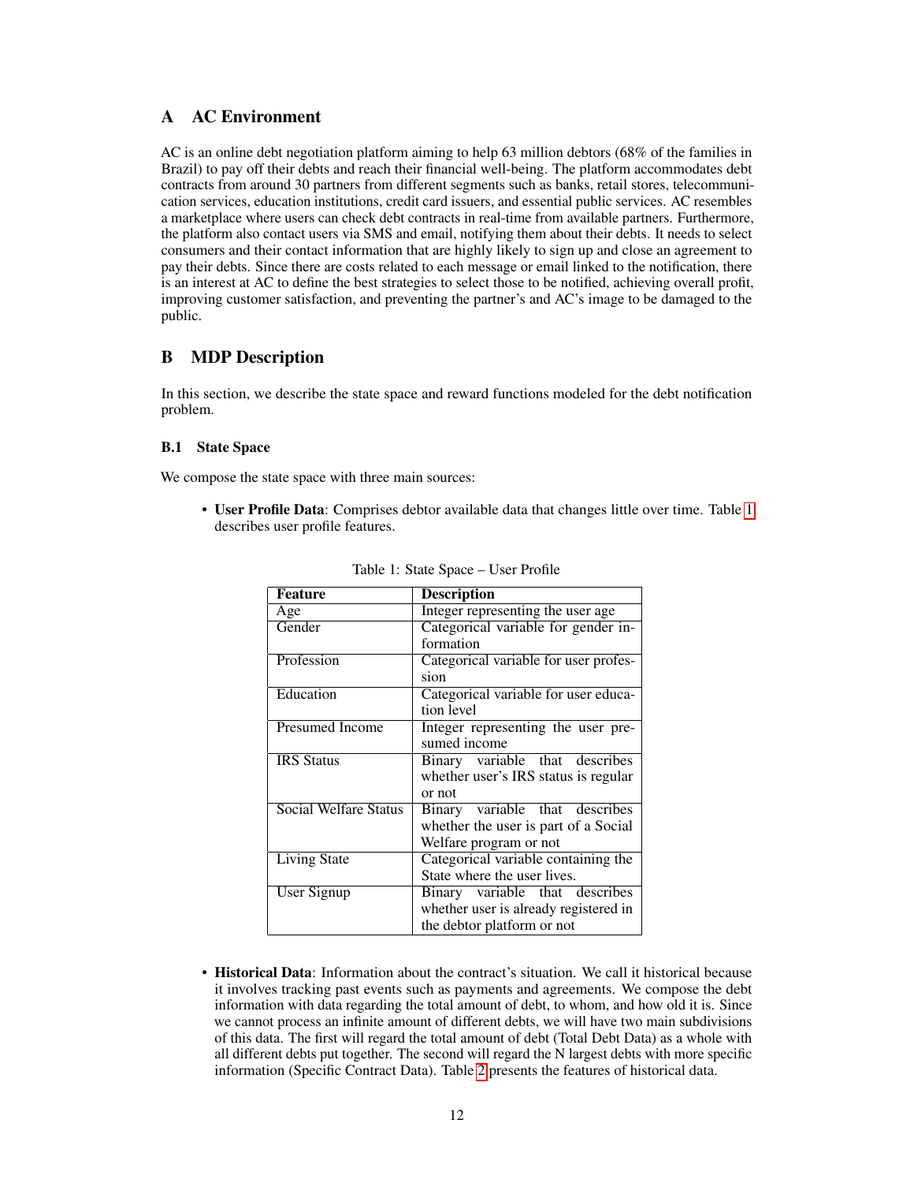# A AC Environment

AC is an online debt negotiation platform aiming to help 63 million debtors (68% of the families in Brazil) to pay off their debts and reach their financial well-being. The platform accommodates debt contracts from around 30 partners from different segments such as banks, retail stores, telecommunication services, education institutions, credit card issuers, and essential public services. AC resembles a marketplace where users can check debt contracts in real-time from available partners. Furthermore, the platform also contact users via SMS and email, notifying them about their debts. It needs to select consumers and their contact information that are highly likely to sign up and close an agreement to pay their debts. Since there are costs related to each message or email linked to the notification, there is an interest at AC to define the best strategies to select those to be notified, achieving overall profit, improving customer satisfaction, and preventing the partner's and AC's image to be damaged to the public.

# B MDP Description

In this section, we describe the state space and reward functions modeled for the debt notification problem.

## B.1 State Space

We compose the state space with three main sources:

- **User Profile Data**: Comprises debtor available data that changes little over time. Table 1 describes user profile features.

Table 1: State Space – User Profile

| Feature | Description |
|---|---|
| Age | Integer representing the user age |
| Gender | Categorical variable for gender information |
| Profession | Categorical variable for user profession |
| Education | Categorical variable for user education level |
| Presumed Income | Integer representing the user presumed income |
| IRS Status | Binary variable that describes whether user's IRS status is regular or not |
| Social Welfare Status | Binary variable that describes whether the user is part of a Social Welfare program or not |
| Living State | Categorical variable containing the State where the user lives. |
| User Signup | Binary variable that describes whether user is already registered in the debtor platform or not |

- **Historical Data**: Information about the contract's situation. We call it historical because it involves tracking past events such as payments and agreements. We compose the debt information with data regarding the total amount of debt, to whom, and how old it is. Since we cannot process an infinite amount of different debts, we will have two main subdivisions of this data. The first will regard the total amount of debt (Total Debt Data) as a whole with all different debts put together. The second will regard the N largest debts with more specific information (Specific Contract Data). Table 2 presents the features of historical data.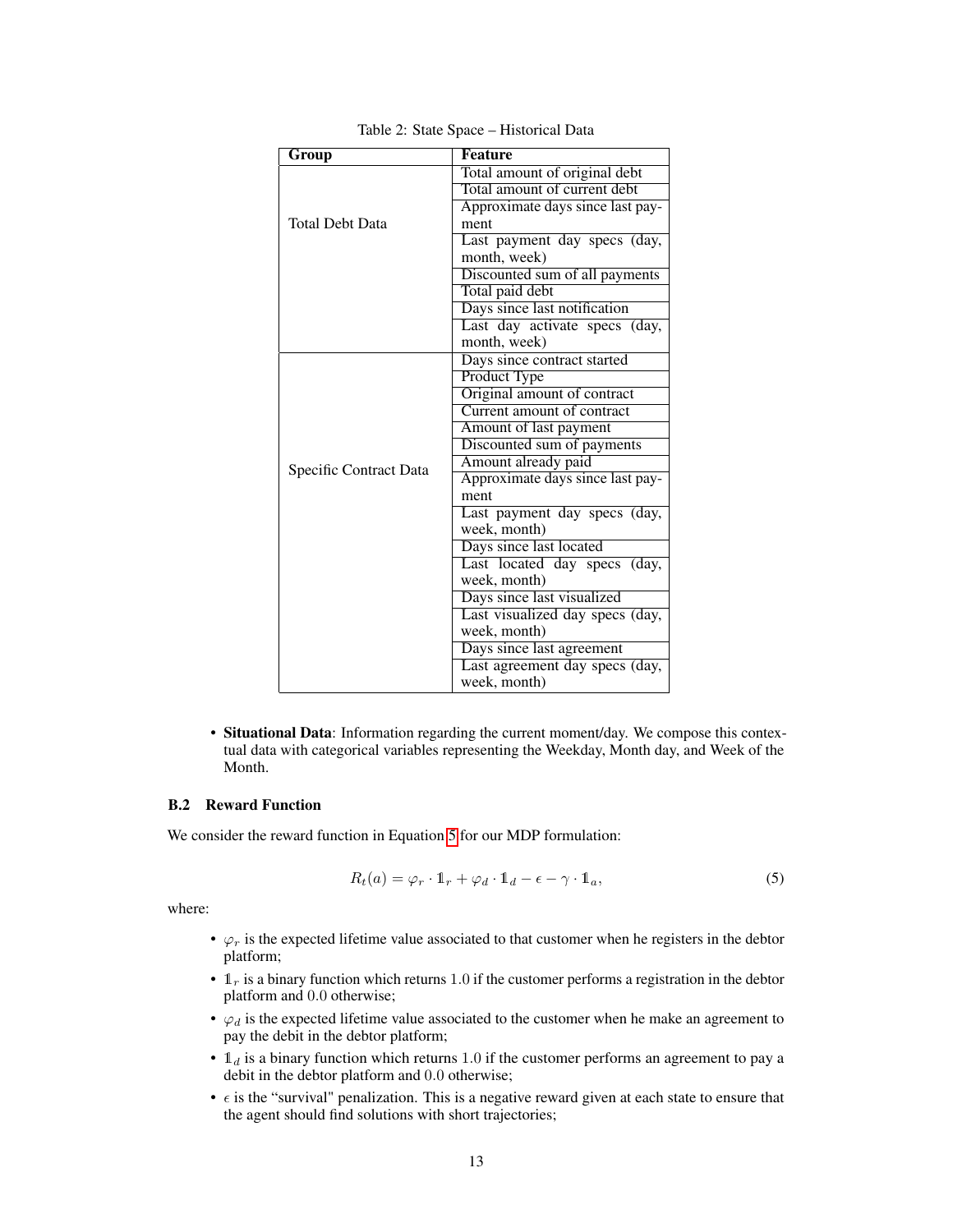Table 2: State Space – Historical Data

| Group | Feature |
|---|---|
| Total Debt Data | Total amount of original debt |
| | Total amount of current debt |
| | Approximate days since last payment |
| | Last payment day specs (day, month, week) |
| | Discounted sum of all payments |
| | Total paid debt |
| | Days since last notification |
| | Last day activate specs (day, month, week) |
| Specific Contract Data | Days since contract started |
| | Product Type |
| | Original amount of contract |
| | Current amount of contract |
| | Amount of last payment |
| | Discounted sum of payments |
| | Amount already paid |
| | Approximate days since last payment |
| | Last payment day specs (day, week, month) |
| | Days since last located |
| | Last located day specs (day, week, month) |
| | Days since last visualized |
| | Last visualized day specs (day, week, month) |
| | Days since last agreement |
| | Last agreement day specs (day, week, month) |

- **Situational Data**: Information regarding the current moment/day. We compose this contextual data with categorical variables representing the Weekday, Month day, and Week of the Month.

### B.2 Reward Function

We consider the reward function in Equation 5 for our MDP formulation:

$$R_t(a) = \varphi_r \cdot \mathbb{1}_r + \varphi_d \cdot \mathbb{1}_d - \epsilon - \gamma \cdot \mathbb{1}_a, \tag{5}$$

where:

- $\varphi_r$ is the expected lifetime value associated to that customer when he registers in the debtor platform;
- $\mathbb{1}_r$ is a binary function which returns $1.0$ if the customer performs a registration in the debtor platform and $0.0$ otherwise;
- $\varphi_d$ is the expected lifetime value associated to the customer when he make an agreement to pay the debit in the debtor platform;
- $\mathbb{1}_d$ is a binary function which returns $1.0$ if the customer performs an agreement to pay a debit in the debtor platform and $0.0$ otherwise;
- $\epsilon$ is the "survival" penalization. This is a negative reward given at each state to ensure that the agent should find solutions with short trajectories;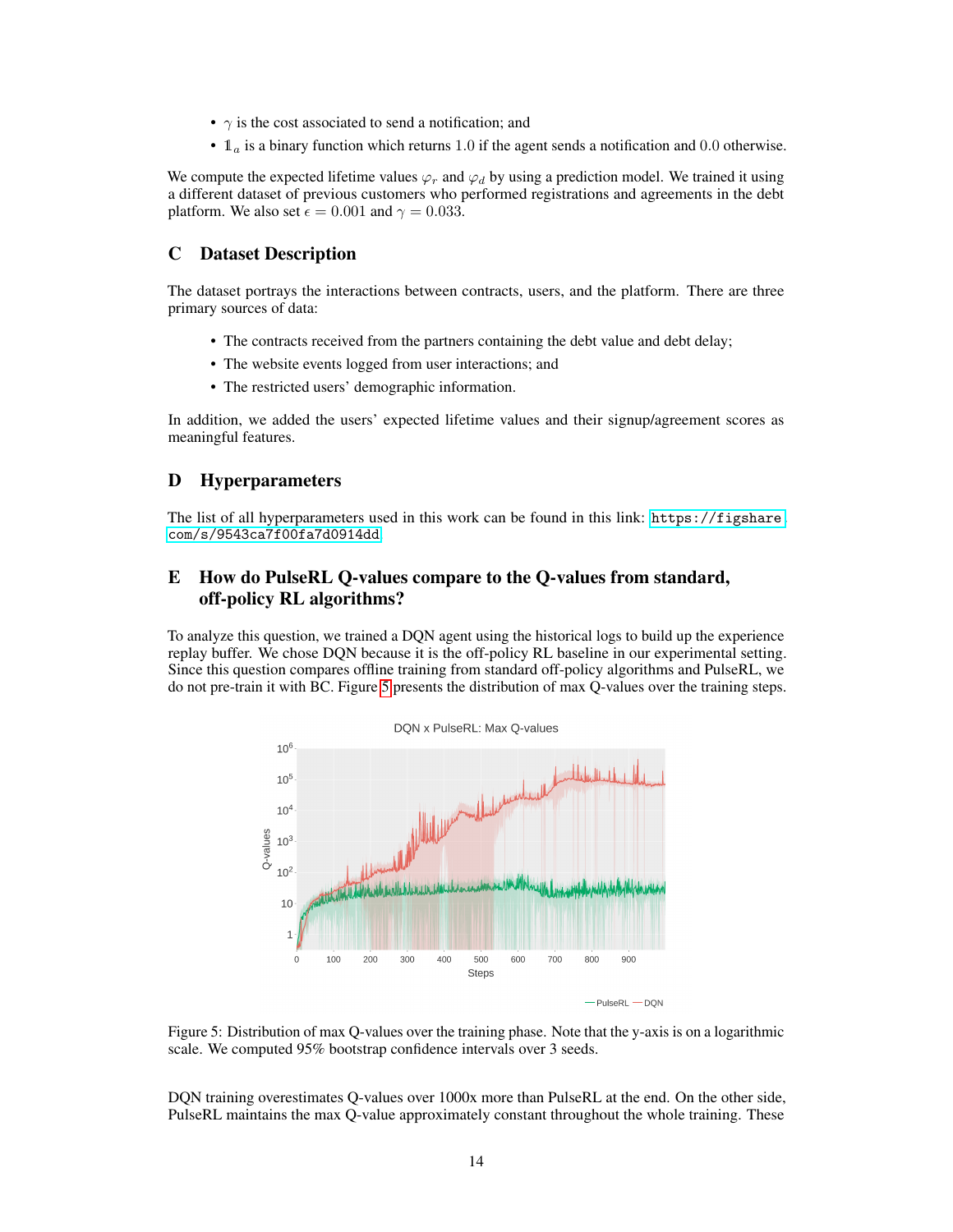- $\gamma$ is the cost associated to send a notification; and
- $\mathbb{1}_a$ is a binary function which returns 1.0 if the agent sends a notification and 0.0 otherwise.

We compute the expected lifetime values $\varphi_r$ and $\varphi_d$ by using a prediction model. We trained it using a different dataset of previous customers who performed registrations and agreements in the debt platform. We also set $\epsilon = 0.001$ and $\gamma = 0.033$.

## C Dataset Description

The dataset portrays the interactions between contracts, users, and the platform. There are three primary sources of data:

- The contracts received from the partners containing the debt value and debt delay;
- The website events logged from user interactions; and
- The restricted users' demographic information.

In addition, we added the users' expected lifetime values and their signup/agreement scores as meaningful features.

## D Hyperparameters

The list of all hyperparameters used in this work can be found in this link: https://figshare.com/s/9543ca7f00fa7d0914dd

## E How do PulseRL Q-values compare to the Q-values from standard, off-policy RL algorithms?

To analyze this question, we trained a DQN agent using the historical logs to build up the experience replay buffer. We chose DQN because it is the off-policy RL baseline in our experimental setting. Since this question compares offline training from standard off-policy algorithms and PulseRL, we do not pre-train it with BC. Figure 5 presents the distribution of max Q-values over the training steps.

Figure 5: Distribution of max Q-values over the training phase. Note that the y-axis is on a logarithmic scale. We computed 95% bootstrap confidence intervals over 3 seeds.

DQN training overestimates Q-values over 1000x more than PulseRL at the end. On the other side, PulseRL maintains the max Q-value approximately constant throughout the whole training. These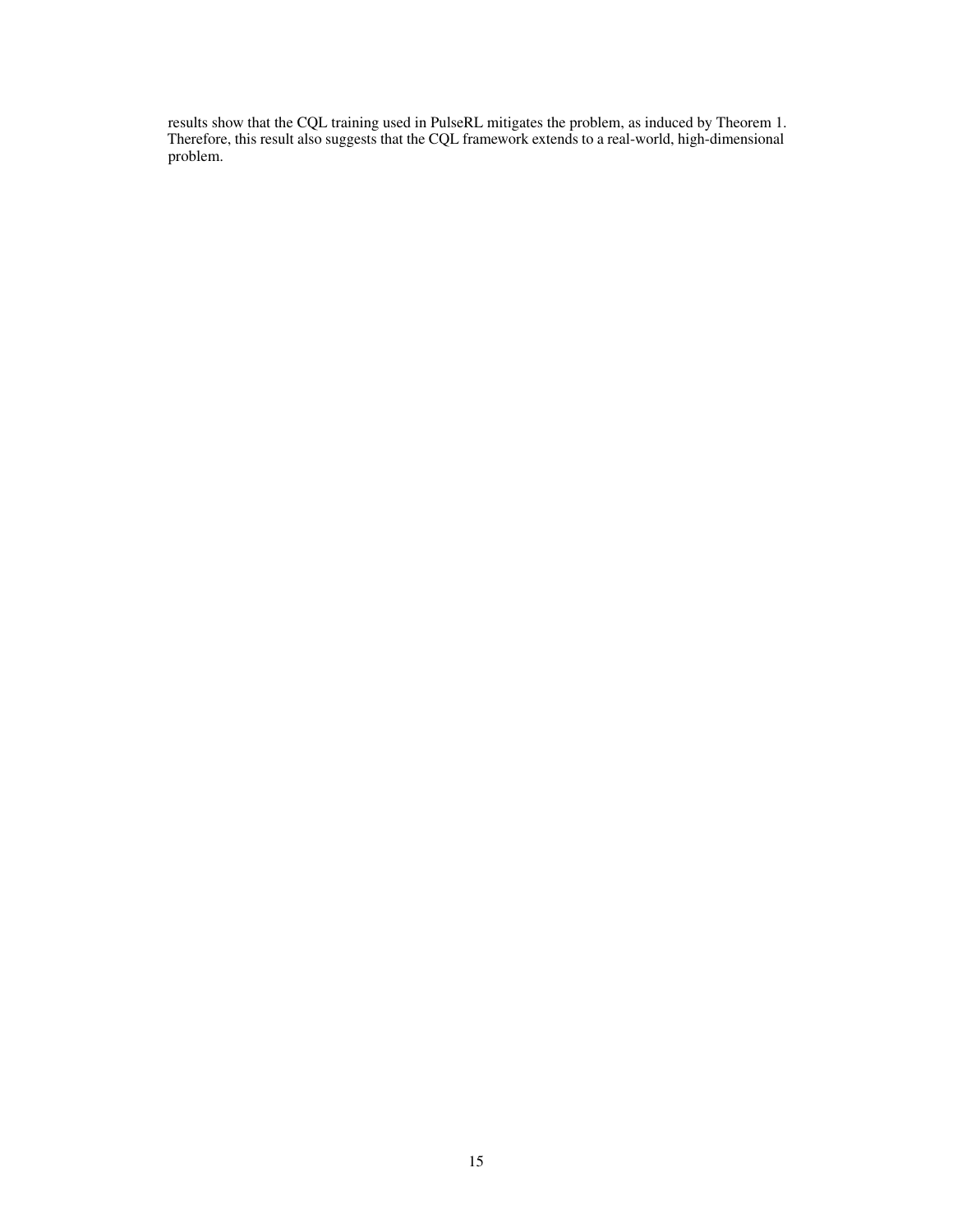results show that the CQL training used in PulseRL mitigates the problem, as induced by Theorem 1. Therefore, this result also suggests that the CQL framework extends to a real-world, high-dimensional problem.